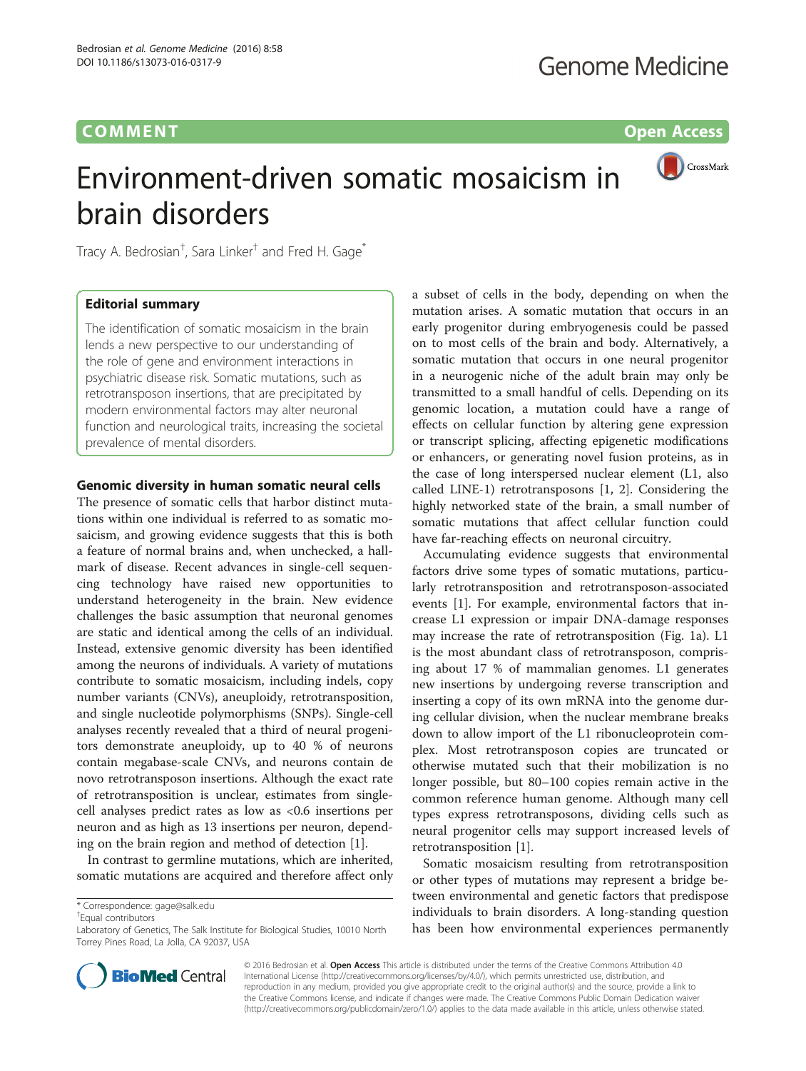COMMENT Open Access

# Environment-driven somatic mosaicism in brain disorders

Tracy A. Bedrosian[†], Sara Linker[†] and Fred H. Gage[*]

### Editorial summary

The identification of somatic mosaicism in the brain lends a new perspective to our understanding of the role of gene and environment interactions in psychiatric disease risk. Somatic mutations, such as retrotransposon insertions, that are precipitated by modern environmental factors may alter neuronal function and neurological traits, increasing the societal prevalence of mental disorders.

## Genomic diversity in human somatic neural cells

The presence of somatic cells that harbor distinct mutations within one individual is referred to as somatic mosaicism, and growing evidence suggests that this is both a feature of normal brains and, when unchecked, a hallmark of disease. Recent advances in single-cell sequencing technology have raised new opportunities to understand heterogeneity in the brain. New evidence challenges the basic assumption that neuronal genomes are static and identical among the cells of an individual. Instead, extensive genomic diversity has been identified among the neurons of individuals. A variety of mutations contribute to somatic mosaicism, including indels, copy number variants (CNVs), aneuploidy, retrotransposition, and single nucleotide polymorphisms (SNPs). Single-cell analyses recently revealed that a third of neural progenitors demonstrate aneuploidy, up to 40 % of neurons contain megabase-scale CNVs, and neurons contain de novo retrotransposon insertions. Although the exact rate of retrotransposition is unclear, estimates from single-cell analyses predict rates as low as <0.6 insertions per neuron and as high as 13 insertions per neuron, depending on the brain region and method of detection [1].

In contrast to germline mutations, which are inherited, somatic mutations are acquired and therefore affect only a subset of cells in the body, depending on when the mutation arises. A somatic mutation that occurs in an early progenitor during embryogenesis could be passed on to most cells of the brain and body. Alternatively, a somatic mutation that occurs in one neural progenitor in a neurogenic niche of the adult brain may only be transmitted to a small handful of cells. Depending on its genomic location, a mutation could have a range of effects on cellular function by altering gene expression or transcript splicing, affecting epigenetic modifications or enhancers, or generating novel fusion proteins, as in the case of long interspersed nuclear element (L1, also called LINE-1) retrotransposons [1, 2]. Considering the highly networked state of the brain, a small number of somatic mutations that affect cellular function could have far-reaching effects on neuronal circuitry.

Accumulating evidence suggests that environmental factors drive some types of somatic mutations, particularly retrotransposition and retrotransposon-associated events [1]. For example, environmental factors that increase L1 expression or impair DNA-damage responses may increase the rate of retrotransposition (Fig. 1a). L1 is the most abundant class of retrotransposon, comprising about 17 % of mammalian genomes. L1 generates new insertions by undergoing reverse transcription and inserting a copy of its own mRNA into the genome during cellular division, when the nuclear membrane breaks down to allow import of the L1 ribonucleoprotein complex. Most retrotransposon copies are truncated or otherwise mutated such that their mobilization is no longer possible, but 80–100 copies remain active in the common reference human genome. Although many cell types express retrotransposons, dividing cells such as neural progenitor cells may support increased levels of retrotransposition [1].

Somatic mosaicism resulting from retrotransposition or other types of mutations may represent a bridge between environmental and genetic factors that predispose individuals to brain disorders. A long-standing question has been how environmental experiences permanently

\* Correspondence: gage@salk.edu
[†]Equal contributors
Laboratory of Genetics, The Salk Institute for Biological Studies, 10010 North Torrey Pines Road, La Jolla, CA 92037, USA

© 2016 Bedrosian et al. **Open Access** This article is distributed under the terms of the Creative Commons Attribution 4.0 International License (http://creativecommons.org/licenses/by/4.0/), which permits unrestricted use, distribution, and reproduction in any medium, provided you give appropriate credit to the original author(s) and the source, provide a link to the Creative Commons license, and indicate if changes were made. The Creative Commons Public Domain Dedication waiver (http://creativecommons.org/publicdomain/zero/1.0/) applies to the data made available in this article, unless otherwise stated.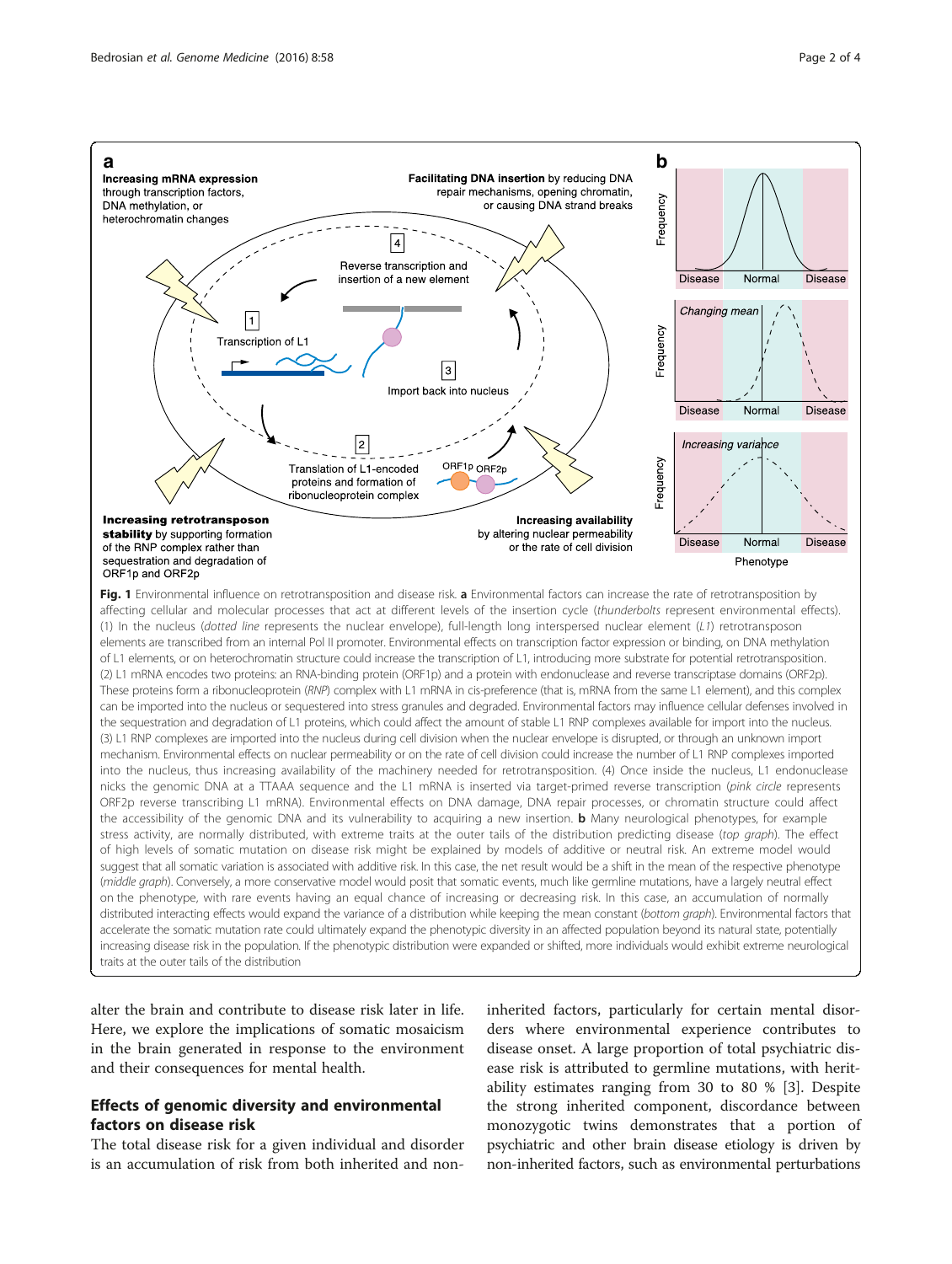Fig. 1 Environmental influence on retrotransposition and disease risk. **a** Environmental factors can increase the rate of retrotransposition by affecting cellular and molecular processes that act at different levels of the insertion cycle (*thunderbolts* represent environmental effects). (1) In the nucleus (*dotted line* represents the nuclear envelope), full-length long interspersed nuclear element (*L1*) retrotransposon elements are transcribed from an internal Pol II promoter. Environmental effects on transcription factor expression or binding, on DNA methylation of L1 elements, or on heterochromatin structure could increase the transcription of L1, introducing more substrate for potential retrotransposition. (2) L1 mRNA encodes two proteins: an RNA-binding protein (ORF1p) and a protein with endonuclease and reverse transcriptase domains (ORF2p). These proteins form a ribonucleoprotein (*RNP*) complex with L1 mRNA in cis-preference (that is, mRNA from the same L1 element), and this complex can be imported into the nucleus or sequestered into stress granules and degraded. Environmental factors may influence cellular defenses involved in the sequestration and degradation of L1 proteins, which could affect the amount of stable L1 RNP complexes available for import into the nucleus. (3) L1 RNP complexes are imported into the nucleus during cell division when the nuclear envelope is disrupted, or through an unknown import mechanism. Environmental effects on nuclear permeability or on the rate of cell division could increase the number of L1 RNP complexes imported into the nucleus, thus increasing availability of the machinery needed for retrotransposition. (4) Once inside the nucleus, L1 endonuclease nicks the genomic DNA at a TTAAA sequence and the L1 mRNA is inserted via target-primed reverse transcription (*pink circle* represents ORF2p reverse transcribing L1 mRNA). Environmental effects on DNA damage, DNA repair processes, or chromatin structure could affect the accessibility of the genomic DNA and its vulnerability to acquiring a new insertion. **b** Many neurological phenotypes, for example stress activity, are normally distributed, with extreme traits at the outer tails of the distribution predicting disease (*top graph*). The effect of high levels of somatic mutation on disease risk might be explained by models of additive or neutral risk. An extreme model would suggest that all somatic variation is associated with additive risk. In this case, the net result would be a shift in the mean of the respective phenotype (*middle graph*). Conversely, a more conservative model would posit that somatic events, much like germline mutations, have a largely neutral effect on the phenotype, with rare events having an equal chance of increasing or decreasing risk. In this case, an accumulation of normally distributed interacting effects would expand the variance of a distribution while keeping the mean constant (*bottom graph*). Environmental factors that accelerate the somatic mutation rate could ultimately expand the phenotypic diversity in an affected population beyond its natural state, potentially increasing disease risk in the population. If the phenotypic distribution were expanded or shifted, more individuals would exhibit extreme neurological traits at the outer tails of the distribution

alter the brain and contribute to disease risk later in life. Here, we explore the implications of somatic mosaicism in the brain generated in response to the environment and their consequences for mental health.

## Effects of genomic diversity and environmental factors on disease risk

The total disease risk for a given individual and disorder is an accumulation of risk from both inherited and non-inherited factors, particularly for certain mental disorders where environmental experience contributes to disease onset. A large proportion of total psychiatric disease risk is attributed to germline mutations, with heritability estimates ranging from 30 to 80 % [3]. Despite the strong inherited component, discordance between monozygotic twins demonstrates that a portion of psychiatric and other brain disease etiology is driven by non-inherited factors, such as environmental perturbations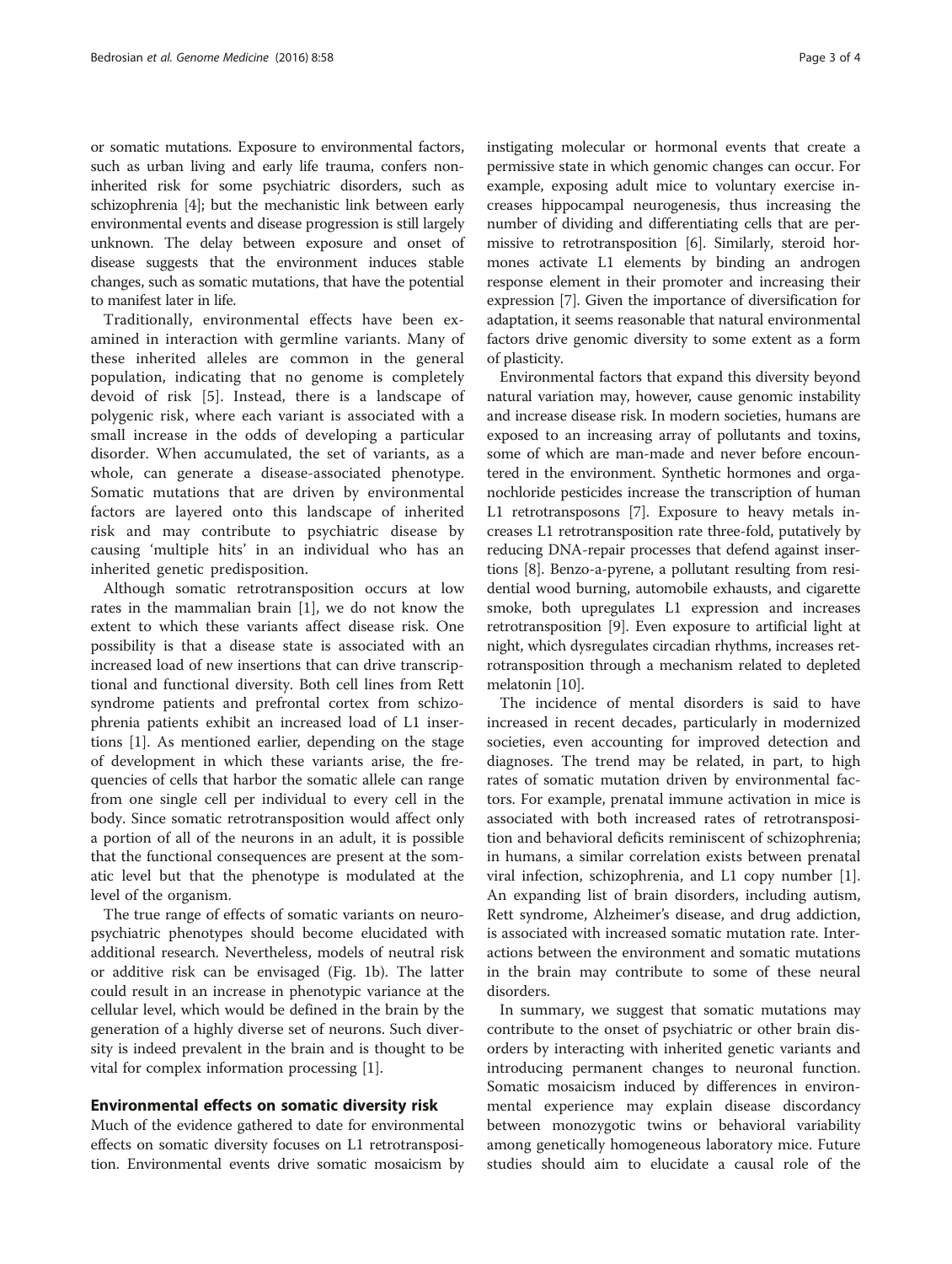or somatic mutations. Exposure to environmental factors, such as urban living and early life trauma, confers non-inherited risk for some psychiatric disorders, such as schizophrenia [4]; but the mechanistic link between early environmental events and disease progression is still largely unknown. The delay between exposure and onset of disease suggests that the environment induces stable changes, such as somatic mutations, that have the potential to manifest later in life.

Traditionally, environmental effects have been examined in interaction with germline variants. Many of these inherited alleles are common in the general population, indicating that no genome is completely devoid of risk [5]. Instead, there is a landscape of polygenic risk, where each variant is associated with a small increase in the odds of developing a particular disorder. When accumulated, the set of variants, as a whole, can generate a disease-associated phenotype. Somatic mutations that are driven by environmental factors are layered onto this landscape of inherited risk and may contribute to psychiatric disease by causing 'multiple hits' in an individual who has an inherited genetic predisposition.

Although somatic retrotransposition occurs at low rates in the mammalian brain [1], we do not know the extent to which these variants affect disease risk. One possibility is that a disease state is associated with an increased load of new insertions that can drive transcriptional and functional diversity. Both cell lines from Rett syndrome patients and prefrontal cortex from schizophrenia patients exhibit an increased load of L1 insertions [1]. As mentioned earlier, depending on the stage of development in which these variants arise, the frequencies of cells that harbor the somatic allele can range from one single cell per individual to every cell in the body. Since somatic retrotransposition would affect only a portion of all of the neurons in an adult, it is possible that the functional consequences are present at the somatic level but that the phenotype is modulated at the level of the organism.

The true range of effects of somatic variants on neuropsychiatric phenotypes should become elucidated with additional research. Nevertheless, models of neutral risk or additive risk can be envisaged (Fig. 1b). The latter could result in an increase in phenotypic variance at the cellular level, which would be defined in the brain by the generation of a highly diverse set of neurons. Such diversity is indeed prevalent in the brain and is thought to be vital for complex information processing [1].

## Environmental effects on somatic diversity risk

Much of the evidence gathered to date for environmental effects on somatic diversity focuses on L1 retrotransposition. Environmental events drive somatic mosaicism by instigating molecular or hormonal events that create a permissive state in which genomic changes can occur. For example, exposing adult mice to voluntary exercise increases hippocampal neurogenesis, thus increasing the number of dividing and differentiating cells that are permissive to retrotransposition [6]. Similarly, steroid hormones activate L1 elements by binding an androgen response element in their promoter and increasing their expression [7]. Given the importance of diversification for adaptation, it seems reasonable that natural environmental factors drive genomic diversity to some extent as a form of plasticity.

Environmental factors that expand this diversity beyond natural variation may, however, cause genomic instability and increase disease risk. In modern societies, humans are exposed to an increasing array of pollutants and toxins, some of which are man-made and never before encountered in the environment. Synthetic hormones and organochloride pesticides increase the transcription of human L1 retrotransposons [7]. Exposure to heavy metals increases L1 retrotransposition rate three-fold, putatively by reducing DNA-repair processes that defend against insertions [8]. Benzo-a-pyrene, a pollutant resulting from residential wood burning, automobile exhausts, and cigarette smoke, both upregulates L1 expression and increases retrotransposition [9]. Even exposure to artificial light at night, which dysregulates circadian rhythms, increases retrotransposition through a mechanism related to depleted melatonin [10].

The incidence of mental disorders is said to have increased in recent decades, particularly in modernized societies, even accounting for improved detection and diagnoses. The trend may be related, in part, to high rates of somatic mutation driven by environmental factors. For example, prenatal immune activation in mice is associated with both increased rates of retrotransposition and behavioral deficits reminiscent of schizophrenia; in humans, a similar correlation exists between prenatal viral infection, schizophrenia, and L1 copy number [1]. An expanding list of brain disorders, including autism, Rett syndrome, Alzheimer's disease, and drug addiction, is associated with increased somatic mutation rate. Interactions between the environment and somatic mutations in the brain may contribute to some of these neural disorders.

In summary, we suggest that somatic mutations may contribute to the onset of psychiatric or other brain disorders by interacting with inherited genetic variants and introducing permanent changes to neuronal function. Somatic mosaicism induced by differences in environmental experience may explain disease discordancy between monozygotic twins or behavioral variability among genetically homogeneous laboratory mice. Future studies should aim to elucidate a causal role of the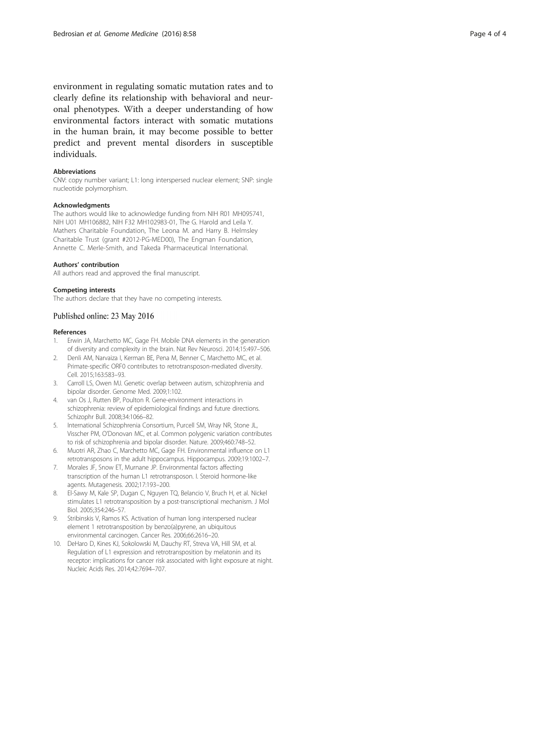environment in regulating somatic mutation rates and to clearly define its relationship with behavioral and neuronal phenotypes. With a deeper understanding of how environmental factors interact with somatic mutations in the human brain, it may become possible to better predict and prevent mental disorders in susceptible individuals.

### Abbreviations

CNV: copy number variant; L1: long interspersed nuclear element; SNP: single nucleotide polymorphism.

### Acknowledgments

The authors would like to acknowledge funding from NIH R01 MH095741, NIH U01 MH106882, NIH F32 MH102983-01, The G. Harold and Leila Y. Mathers Charitable Foundation, The Leona M. and Harry B. Helmsley Charitable Trust (grant #2012-PG-MED00), The Engman Foundation, Annette C. Merle-Smith, and Takeda Pharmaceutical International.

### Authors' contribution

All authors read and approved the final manuscript.

### Competing interests

The authors declare that they have no competing interests.

Published online: 23 May 2016

### References

1. Erwin JA, Marchetto MC, Gage FH. Mobile DNA elements in the generation of diversity and complexity in the brain. Nat Rev Neurosci. 2014;15:497–506.
2. Denli AM, Narvaiza I, Kerman BE, Pena M, Benner C, Marchetto MC, et al. Primate-specific ORF0 contributes to retrotransposon-mediated diversity. Cell. 2015;163:583–93.
3. Carroll LS, Owen MJ. Genetic overlap between autism, schizophrenia and bipolar disorder. Genome Med. 2009;1:102.
4. van Os J, Rutten BP, Poulton R. Gene-environment interactions in schizophrenia: review of epidemiological findings and future directions. Schizophr Bull. 2008;34:1066–82.
5. International Schizophrenia Consortium, Purcell SM, Wray NR, Stone JL, Visscher PM, O'Donovan MC, et al. Common polygenic variation contributes to risk of schizophrenia and bipolar disorder. Nature. 2009;460:748–52.
6. Muotri AR, Zhao C, Marchetto MC, Gage FH. Environmental influence on L1 retrotransposons in the adult hippocampus. Hippocampus. 2009;19:1002–7.
7. Morales JF, Snow ET, Murnane JP. Environmental factors affecting transcription of the human L1 retrotransposon. I. Steroid hormone-like agents. Mutagenesis. 2002;17:193–200.
8. El-Sawy M, Kale SP, Dugan C, Nguyen TQ, Belancio V, Bruch H, et al. Nickel stimulates L1 retrotransposition by a post-transcriptional mechanism. J Mol Biol. 2005;354:246–57.
9. Stribinskis V, Ramos KS. Activation of human long interspersed nuclear element 1 retrotransposition by benzo(a)pyrene, an ubiquitous environmental carcinogen. Cancer Res. 2006;66:2616–20.
10. DeHaro D, Kines KJ, Sokolowski M, Dauchy RT, Streva VA, Hill SM, et al. Regulation of L1 expression and retrotransposition by melatonin and its receptor: implications for cancer risk associated with light exposure at night. Nucleic Acids Res. 2014;42:7694–707.